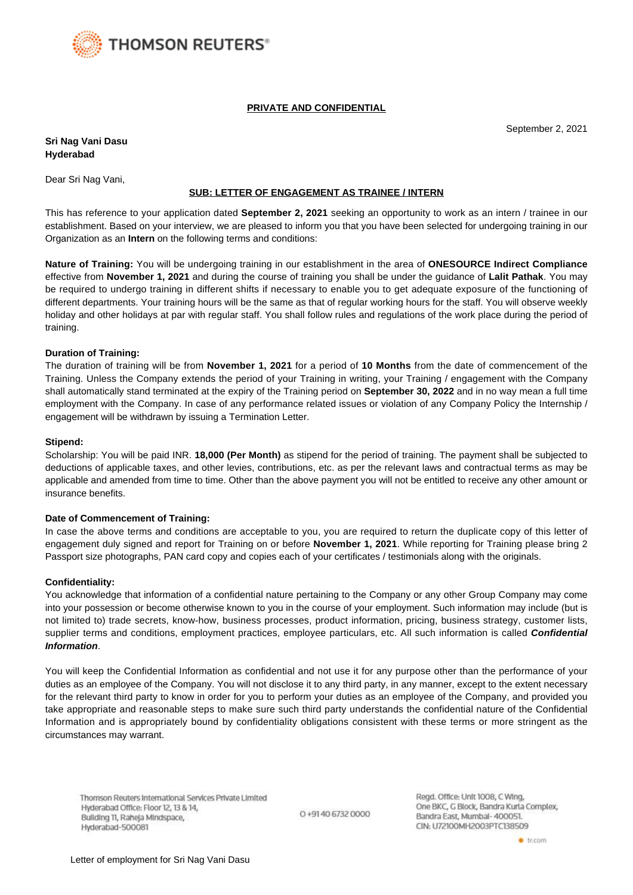**PRIVATE AND CONFIDENTIAL**

September 2, 2021

**Sri Nag Vani Dasu**
**Hyderabad**

Dear Sri Nag Vani,

**SUB: LETTER OF ENGAGEMENT AS TRAINEE / INTERN**

This has reference to your application dated **September 2, 2021** seeking an opportunity to work as an intern / trainee in our establishment. Based on your interview, we are pleased to inform you that you have been selected for undergoing training in our Organization as an **Intern** on the following terms and conditions:

**Nature of Training:** You will be undergoing training in our establishment in the area of **ONESOURCE Indirect Compliance** effective from **November 1, 2021** and during the course of training you shall be under the guidance of **Lalit Pathak**. You may be required to undergo training in different shifts if necessary to enable you to get adequate exposure of the functioning of different departments. Your training hours will be the same as that of regular working hours for the staff. You will observe weekly holiday and other holidays at par with regular staff. You shall follow rules and regulations of the work place during the period of training.

**Duration of Training:**
The duration of training will be from **November 1, 2021** for a period of **10 Months** from the date of commencement of the Training. Unless the Company extends the period of your Training in writing, your Training / engagement with the Company shall automatically stand terminated at the expiry of the Training period on **September 30, 2022** and in no way mean a full time employment with the Company. In case of any performance related issues or violation of any Company Policy the Internship / engagement will be withdrawn by issuing a Termination Letter.

**Stipend:**
Scholarship: You will be paid INR. **18,000 (Per Month)** as stipend for the period of training. The payment shall be subjected to deductions of applicable taxes, and other levies, contributions, etc. as per the relevant laws and contractual terms as may be applicable and amended from time to time. Other than the above payment you will not be entitled to receive any other amount or insurance benefits.

**Date of Commencement of Training:**
In case the above terms and conditions are acceptable to you, you are required to return the duplicate copy of this letter of engagement duly signed and report for Training on or before **November 1, 2021**. While reporting for Training please bring 2 Passport size photographs, PAN card copy and copies each of your certificates / testimonials along with the originals.

**Confidentiality:**
You acknowledge that information of a confidential nature pertaining to the Company or any other Group Company may come into your possession or become otherwise known to you in the course of your employment. Such information may include (but is not limited to) trade secrets, know-how, business processes, product information, pricing, business strategy, customer lists, supplier terms and conditions, employment practices, employee particulars, etc. All such information is called ***Confidential Information***.

You will keep the Confidential Information as confidential and not use it for any purpose other than the performance of your duties as an employee of the Company. You will not disclose it to any third party, in any manner, except to the extent necessary for the relevant third party to know in order for you to perform your duties as an employee of the Company, and provided you take appropriate and reasonable steps to make sure such third party understands the confidential nature of the Confidential Information and is appropriately bound by confidentiality obligations consistent with these terms or more stringent as the circumstances may warrant.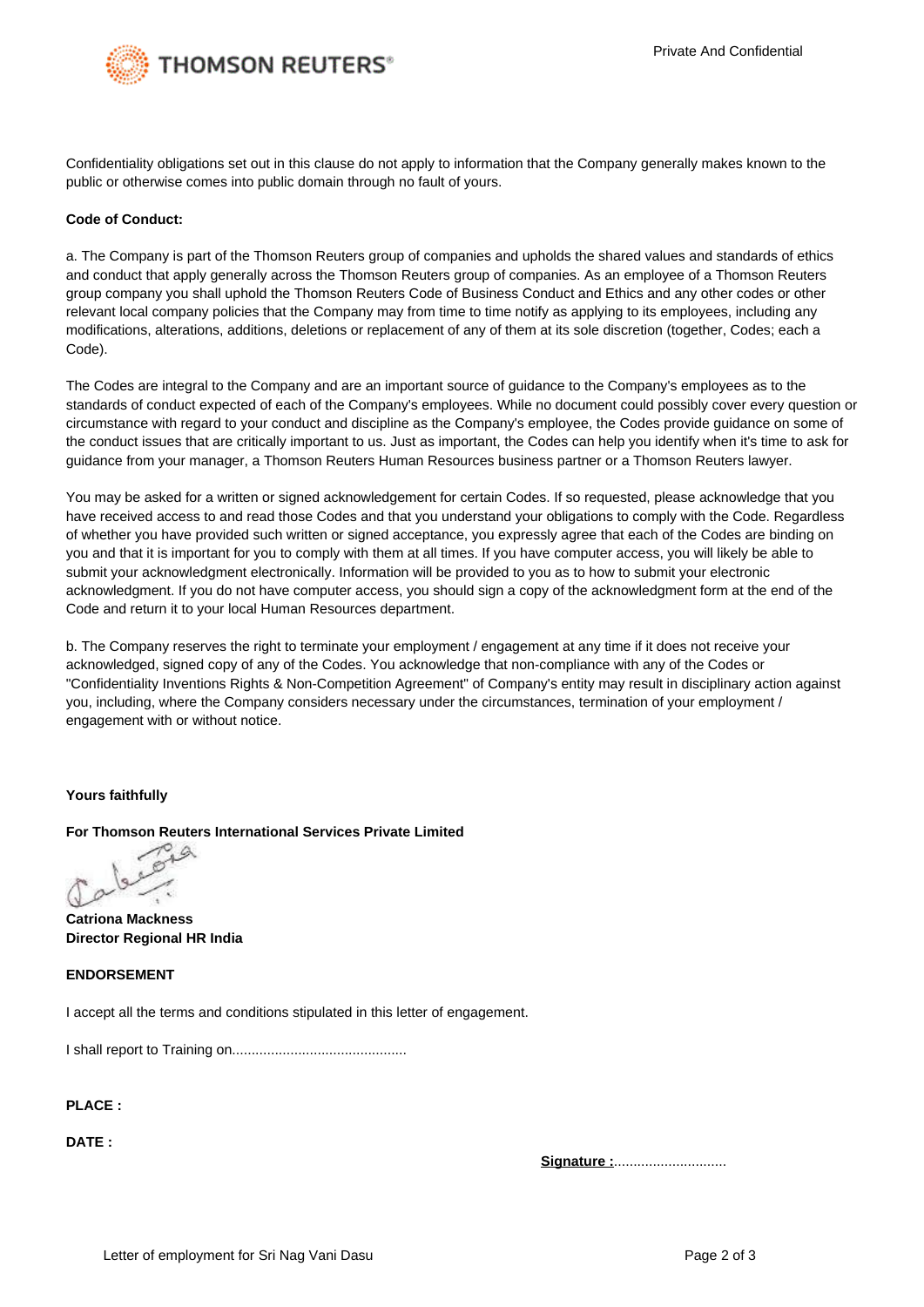Confidentiality obligations set out in this clause do not apply to information that the Company generally makes known to the public or otherwise comes into public domain through no fault of yours.

**Code of Conduct:**

a. The Company is part of the Thomson Reuters group of companies and upholds the shared values and standards of ethics and conduct that apply generally across the Thomson Reuters group of companies. As an employee of a Thomson Reuters group company you shall uphold the Thomson Reuters Code of Business Conduct and Ethics and any other codes or other relevant local company policies that the Company may from time to time notify as applying to its employees, including any modifications, alterations, additions, deletions or replacement of any of them at its sole discretion (together, Codes; each a Code).

The Codes are integral to the Company and are an important source of guidance to the Company's employees as to the standards of conduct expected of each of the Company's employees. While no document could possibly cover every question or circumstance with regard to your conduct and discipline as the Company's employee, the Codes provide guidance on some of the conduct issues that are critically important to us. Just as important, the Codes can help you identify when it's time to ask for guidance from your manager, a Thomson Reuters Human Resources business partner or a Thomson Reuters lawyer.

You may be asked for a written or signed acknowledgement for certain Codes. If so requested, please acknowledge that you have received access to and read those Codes and that you understand your obligations to comply with the Code. Regardless of whether you have provided such written or signed acceptance, you expressly agree that each of the Codes are binding on you and that it is important for you to comply with them at all times. If you have computer access, you will likely be able to submit your acknowledgment electronically. Information will be provided to you as to how to submit your electronic acknowledgment. If you do not have computer access, you should sign a copy of the acknowledgment form at the end of the Code and return it to your local Human Resources department.

b. The Company reserves the right to terminate your employment / engagement at any time if it does not receive your acknowledged, signed copy of any of the Codes. You acknowledge that non-compliance with any of the Codes or "Confidentiality Inventions Rights & Non-Competition Agreement" of Company's entity may result in disciplinary action against you, including, where the Company considers necessary under the circumstances, termination of your employment / engagement with or without notice.

**Yours faithfully**

**For Thomson Reuters International Services Private Limited**

**Catriona Mackness**
**Director Regional HR India**

**ENDORSEMENT**

I accept all the terms and conditions stipulated in this letter of engagement.

I shall report to Training on............................................

**PLACE :**

**DATE :**

**Signature :**.............................

Letter of employment for Sri Nag Vani Dasu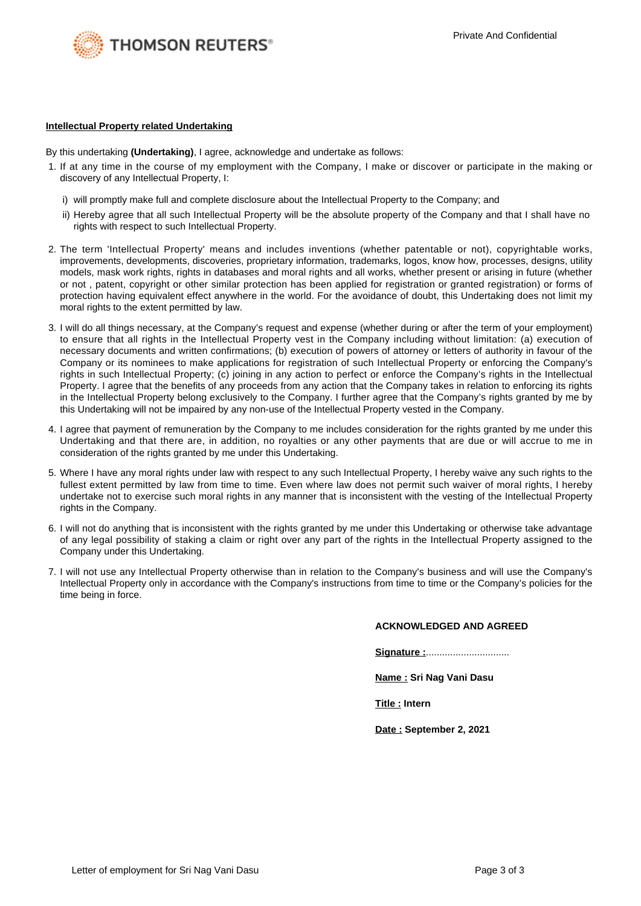Private And Confidential

**Intellectual Property related Undertaking**

By this undertaking **(Undertaking)**, I agree, acknowledge and undertake as follows:

1. If at any time in the course of my employment with the Company, I make or discover or participate in the making or discovery of any Intellectual Property, I:

   i) will promptly make full and complete disclosure about the Intellectual Property to the Company; and

   ii) Hereby agree that all such Intellectual Property will be the absolute property of the Company and that I shall have no rights with respect to such Intellectual Property.

2. The term 'Intellectual Property' means and includes inventions (whether patentable or not), copyrightable works, improvements, developments, discoveries, proprietary information, trademarks, logos, know how, processes, designs, utility models, mask work rights, rights in databases and moral rights and all works, whether present or arising in future (whether or not , patent, copyright or other similar protection has been applied for registration or granted registration) or forms of protection having equivalent effect anywhere in the world. For the avoidance of doubt, this Undertaking does not limit my moral rights to the extent permitted by law.

3. I will do all things necessary, at the Company's request and expense (whether during or after the term of your employment) to ensure that all rights in the Intellectual Property vest in the Company including without limitation: (a) execution of necessary documents and written confirmations; (b) execution of powers of attorney or letters of authority in favour of the Company or its nominees to make applications for registration of such Intellectual Property or enforcing the Company's rights in such Intellectual Property; (c) joining in any action to perfect or enforce the Company's rights in the Intellectual Property. I agree that the benefits of any proceeds from any action that the Company takes in relation to enforcing its rights in the Intellectual Property belong exclusively to the Company. I further agree that the Company's rights granted by me by this Undertaking will not be impaired by any non-use of the Intellectual Property vested in the Company.

4. I agree that payment of remuneration by the Company to me includes consideration for the rights granted by me under this Undertaking and that there are, in addition, no royalties or any other payments that are due or will accrue to me in consideration of the rights granted by me under this Undertaking.

5. Where I have any moral rights under law with respect to any such Intellectual Property, I hereby waive any such rights to the fullest extent permitted by law from time to time. Even where law does not permit such waiver of moral rights, I hereby undertake not to exercise such moral rights in any manner that is inconsistent with the vesting of the Intellectual Property rights in the Company.

6. I will not do anything that is inconsistent with the rights granted by me under this Undertaking or otherwise take advantage of any legal possibility of staking a claim or right over any part of the rights in the Intellectual Property assigned to the Company under this Undertaking.

7. I will not use any Intellectual Property otherwise than in relation to the Company's business and will use the Company's Intellectual Property only in accordance with the Company's instructions from time to time or the Company's policies for the time being in force.

**ACKNOWLEDGED AND AGREED**

**Signature :**...............................

**Name : Sri Nag Vani Dasu**

**Title : Intern**

**Date : September 2, 2021**